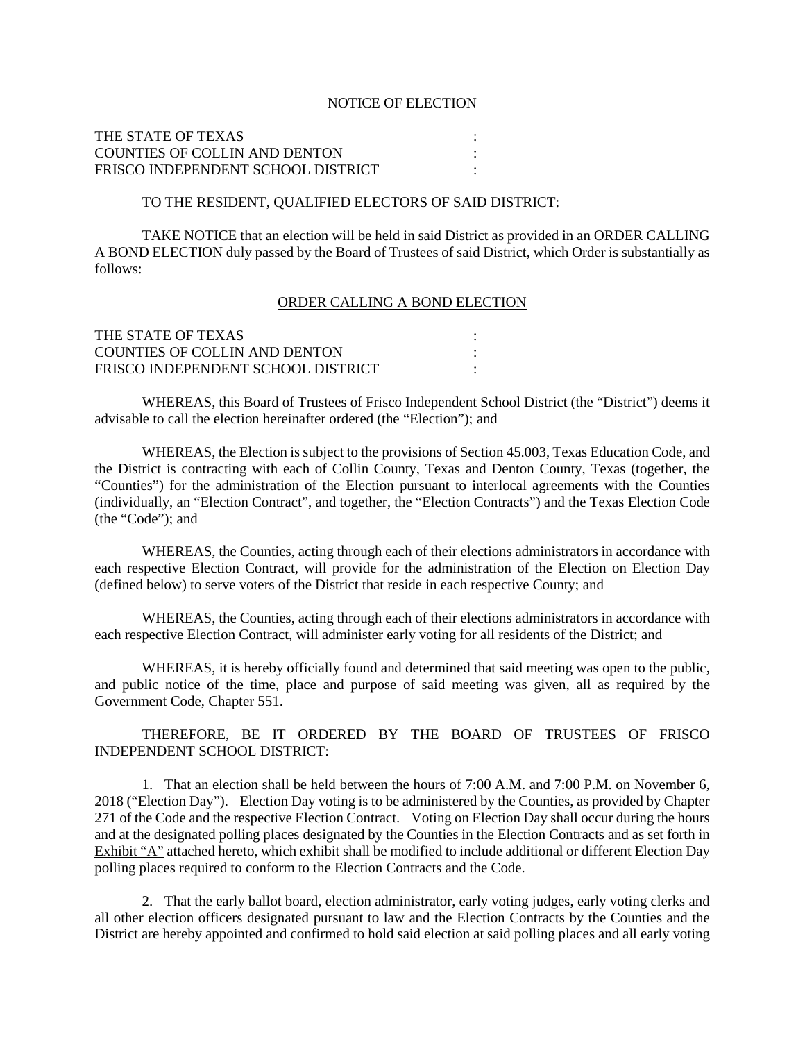NOTICE OF ELECTION

THE STATE OF TEXAS :
COUNTIES OF COLLIN AND DENTON :
FRISCO INDEPENDENT SCHOOL DISTRICT :

TO THE RESIDENT, QUALIFIED ELECTORS OF SAID DISTRICT:

TAKE NOTICE that an election will be held in said District as provided in an ORDER CALLING A BOND ELECTION duly passed by the Board of Trustees of said District, which Order is substantially as follows:

ORDER CALLING A BOND ELECTION

THE STATE OF TEXAS :
COUNTIES OF COLLIN AND DENTON :
FRISCO INDEPENDENT SCHOOL DISTRICT :

WHEREAS, this Board of Trustees of Frisco Independent School District (the "District") deems it advisable to call the election hereinafter ordered (the "Election"); and

WHEREAS, the Election is subject to the provisions of Section 45.003, Texas Education Code, and the District is contracting with each of Collin County, Texas and Denton County, Texas (together, the "Counties") for the administration of the Election pursuant to interlocal agreements with the Counties (individually, an "Election Contract", and together, the "Election Contracts") and the Texas Election Code (the "Code"); and

WHEREAS, the Counties, acting through each of their elections administrators in accordance with each respective Election Contract, will provide for the administration of the Election on Election Day (defined below) to serve voters of the District that reside in each respective County; and

WHEREAS, the Counties, acting through each of their elections administrators in accordance with each respective Election Contract, will administer early voting for all residents of the District; and

WHEREAS, it is hereby officially found and determined that said meeting was open to the public, and public notice of the time, place and purpose of said meeting was given, all as required by the Government Code, Chapter 551.

THEREFORE, BE IT ORDERED BY THE BOARD OF TRUSTEES OF FRISCO INDEPENDENT SCHOOL DISTRICT:

1. That an election shall be held between the hours of 7:00 A.M. and 7:00 P.M. on November 6, 2018 ("Election Day"). Election Day voting is to be administered by the Counties, as provided by Chapter 271 of the Code and the respective Election Contract. Voting on Election Day shall occur during the hours and at the designated polling places designated by the Counties in the Election Contracts and as set forth in Exhibit "A" attached hereto, which exhibit shall be modified to include additional or different Election Day polling places required to conform to the Election Contracts and the Code.

2. That the early ballot board, election administrator, early voting judges, early voting clerks and all other election officers designated pursuant to law and the Election Contracts by the Counties and the District are hereby appointed and confirmed to hold said election at said polling places and all early voting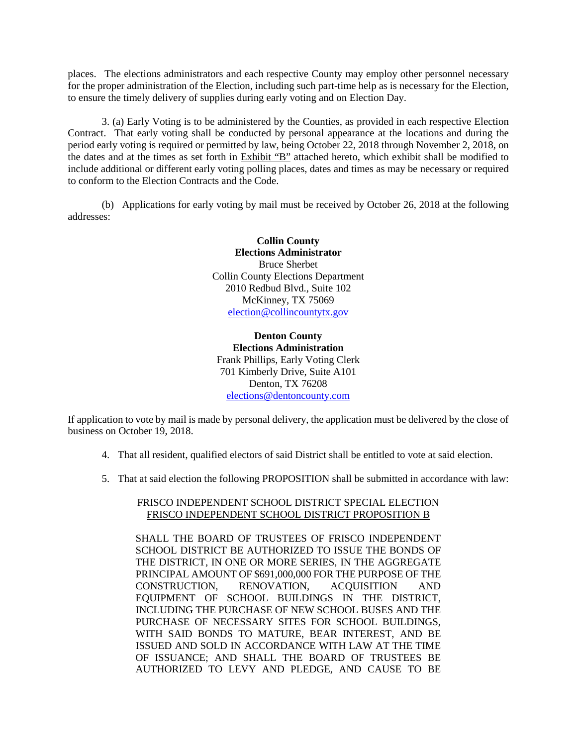places. The elections administrators and each respective County may employ other personnel necessary for the proper administration of the Election, including such part-time help as is necessary for the Election, to ensure the timely delivery of supplies during early voting and on Election Day.

3. (a) Early Voting is to be administered by the Counties, as provided in each respective Election Contract. That early voting shall be conducted by personal appearance at the locations and during the period early voting is required or permitted by law, being October 22, 2018 through November 2, 2018, on the dates and at the times as set forth in Exhibit "B" attached hereto, which exhibit shall be modified to include additional or different early voting polling places, dates and times as may be necessary or required to conform to the Election Contracts and the Code.

(b) Applications for early voting by mail must be received by October 26, 2018 at the following addresses:

**Collin County**
**Elections Administrator**
Bruce Sherbet
Collin County Elections Department
2010 Redbud Blvd., Suite 102
McKinney, TX 75069
election@collincountytx.gov

**Denton County**
**Elections Administration**
Frank Phillips, Early Voting Clerk
701 Kimberly Drive, Suite A101
Denton, TX 76208
elections@dentoncounty.com

If application to vote by mail is made by personal delivery, the application must be delivered by the close of business on October 19, 2018.

4. That all resident, qualified electors of said District shall be entitled to vote at said election.

5. That at said election the following PROPOSITION shall be submitted in accordance with law:

FRISCO INDEPENDENT SCHOOL DISTRICT SPECIAL ELECTION
FRISCO INDEPENDENT SCHOOL DISTRICT PROPOSITION B

SHALL THE BOARD OF TRUSTEES OF FRISCO INDEPENDENT SCHOOL DISTRICT BE AUTHORIZED TO ISSUE THE BONDS OF THE DISTRICT, IN ONE OR MORE SERIES, IN THE AGGREGATE PRINCIPAL AMOUNT OF $691,000,000 FOR THE PURPOSE OF THE CONSTRUCTION, RENOVATION, ACQUISITION AND EQUIPMENT OF SCHOOL BUILDINGS IN THE DISTRICT, INCLUDING THE PURCHASE OF NEW SCHOOL BUSES AND THE PURCHASE OF NECESSARY SITES FOR SCHOOL BUILDINGS, WITH SAID BONDS TO MATURE, BEAR INTEREST, AND BE ISSUED AND SOLD IN ACCORDANCE WITH LAW AT THE TIME OF ISSUANCE; AND SHALL THE BOARD OF TRUSTEES BE AUTHORIZED TO LEVY AND PLEDGE, AND CAUSE TO BE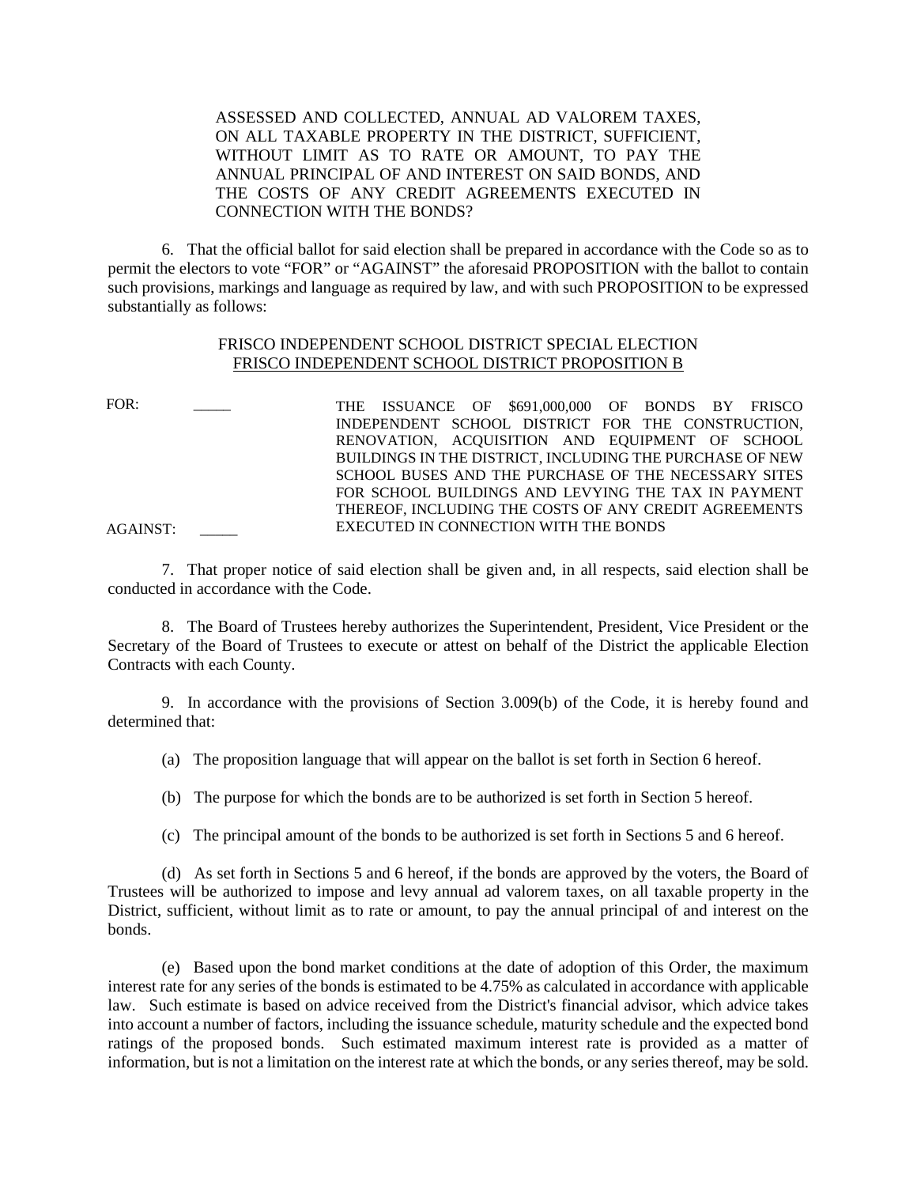ASSESSED AND COLLECTED, ANNUAL AD VALOREM TAXES, ON ALL TAXABLE PROPERTY IN THE DISTRICT, SUFFICIENT, WITHOUT LIMIT AS TO RATE OR AMOUNT, TO PAY THE ANNUAL PRINCIPAL OF AND INTEREST ON SAID BONDS, AND THE COSTS OF ANY CREDIT AGREEMENTS EXECUTED IN CONNECTION WITH THE BONDS?

6. That the official ballot for said election shall be prepared in accordance with the Code so as to permit the electors to vote "FOR" or "AGAINST" the aforesaid PROPOSITION with the ballot to contain such provisions, markings and language as required by law, and with such PROPOSITION to be expressed substantially as follows:

FRISCO INDEPENDENT SCHOOL DISTRICT SPECIAL ELECTION
FRISCO INDEPENDENT SCHOOL DISTRICT PROPOSITION B

FOR: _____

AGAINST: _____

THE ISSUANCE OF $691,000,000 OF BONDS BY FRISCO INDEPENDENT SCHOOL DISTRICT FOR THE CONSTRUCTION, RENOVATION, ACQUISITION AND EQUIPMENT OF SCHOOL BUILDINGS IN THE DISTRICT, INCLUDING THE PURCHASE OF NEW SCHOOL BUSES AND THE PURCHASE OF THE NECESSARY SITES FOR SCHOOL BUILDINGS AND LEVYING THE TAX IN PAYMENT THEREOF, INCLUDING THE COSTS OF ANY CREDIT AGREEMENTS EXECUTED IN CONNECTION WITH THE BONDS

7. That proper notice of said election shall be given and, in all respects, said election shall be conducted in accordance with the Code.

8. The Board of Trustees hereby authorizes the Superintendent, President, Vice President or the Secretary of the Board of Trustees to execute or attest on behalf of the District the applicable Election Contracts with each County.

9. In accordance with the provisions of Section 3.009(b) of the Code, it is hereby found and determined that:

(a) The proposition language that will appear on the ballot is set forth in Section 6 hereof.

(b) The purpose for which the bonds are to be authorized is set forth in Section 5 hereof.

(c) The principal amount of the bonds to be authorized is set forth in Sections 5 and 6 hereof.

(d) As set forth in Sections 5 and 6 hereof, if the bonds are approved by the voters, the Board of Trustees will be authorized to impose and levy annual ad valorem taxes, on all taxable property in the District, sufficient, without limit as to rate or amount, to pay the annual principal of and interest on the bonds.

(e) Based upon the bond market conditions at the date of adoption of this Order, the maximum interest rate for any series of the bonds is estimated to be 4.75% as calculated in accordance with applicable law. Such estimate is based on advice received from the District's financial advisor, which advice takes into account a number of factors, including the issuance schedule, maturity schedule and the expected bond ratings of the proposed bonds. Such estimated maximum interest rate is provided as a matter of information, but is not a limitation on the interest rate at which the bonds, or any series thereof, may be sold.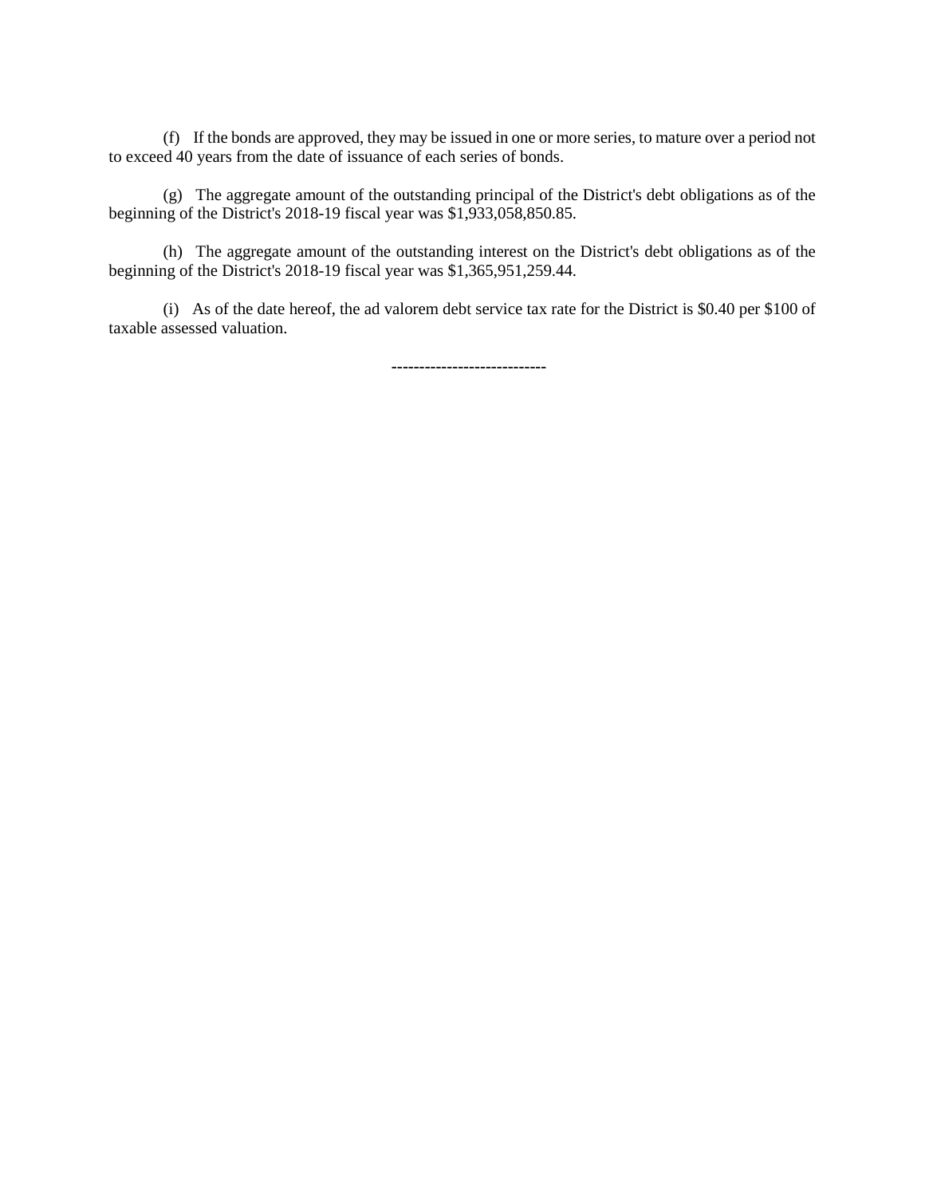(f) If the bonds are approved, they may be issued in one or more series, to mature over a period not to exceed 40 years from the date of issuance of each series of bonds.

(g) The aggregate amount of the outstanding principal of the District's debt obligations as of the beginning of the District's 2018-19 fiscal year was $1,933,058,850.85.

(h) The aggregate amount of the outstanding interest on the District's debt obligations as of the beginning of the District's 2018-19 fiscal year was $1,365,951,259.44.

(i) As of the date hereof, the ad valorem debt service tax rate for the District is $0.40 per $100 of taxable assessed valuation.

----------------------------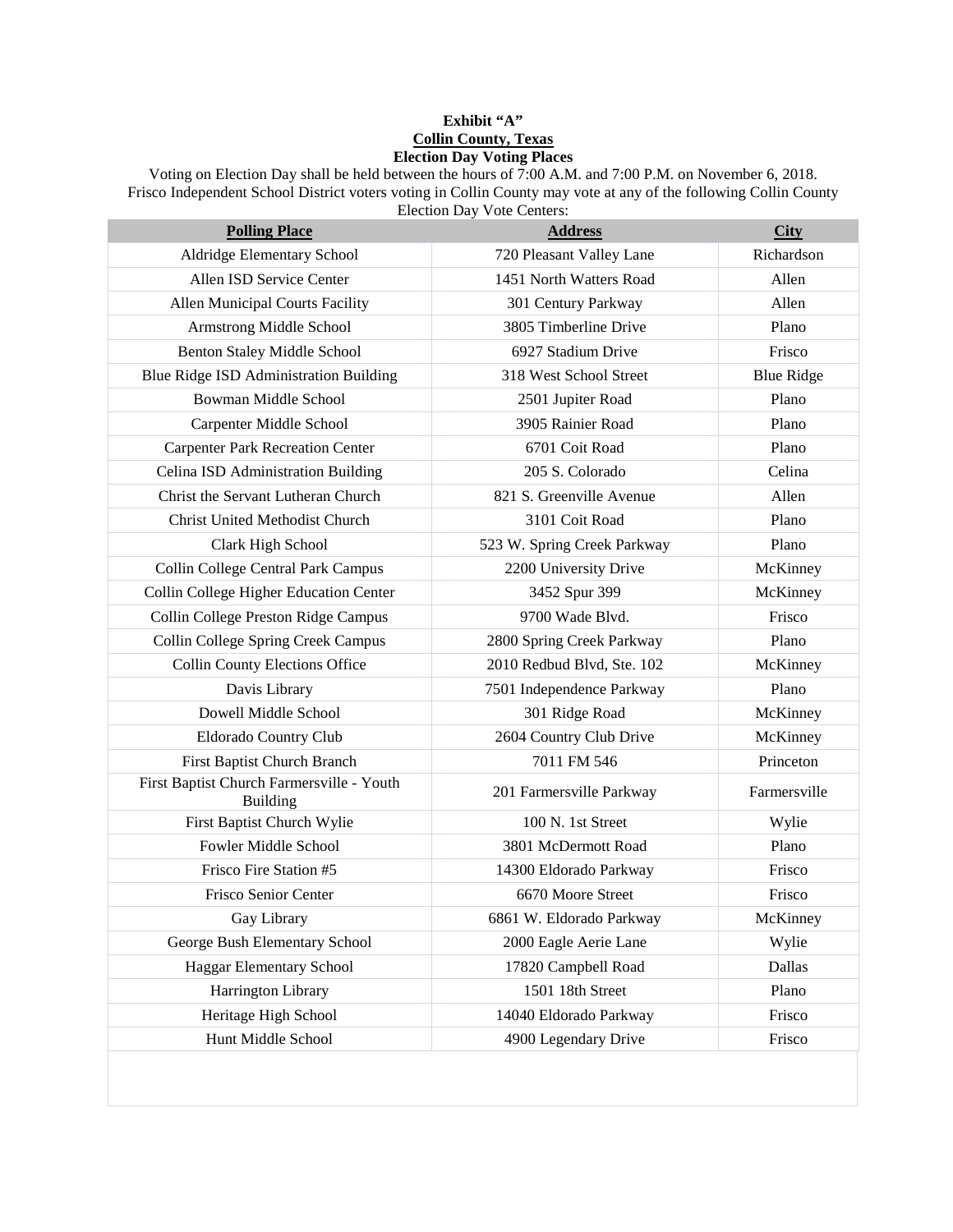**Exhibit "A"**
**Collin County, Texas**
**Election Day Voting Places**

Voting on Election Day shall be held between the hours of 7:00 A.M. and 7:00 P.M. on November 6, 2018. Frisco Independent School District voters voting in Collin County may vote at any of the following Collin County Election Day Vote Centers:

| Polling Place | Address | City |
|---|---|---|
| Aldridge Elementary School | 720 Pleasant Valley Lane | Richardson |
| Allen ISD Service Center | 1451 North Watters Road | Allen |
| Allen Municipal Courts Facility | 301 Century Parkway | Allen |
| Armstrong Middle School | 3805 Timberline Drive | Plano |
| Benton Staley Middle School | 6927 Stadium Drive | Frisco |
| Blue Ridge ISD Administration Building | 318 West School Street | Blue Ridge |
| Bowman Middle School | 2501 Jupiter Road | Plano |
| Carpenter Middle School | 3905 Rainier Road | Plano |
| Carpenter Park Recreation Center | 6701 Coit Road | Plano |
| Celina ISD Administration Building | 205 S. Colorado | Celina |
| Christ the Servant Lutheran Church | 821 S. Greenville Avenue | Allen |
| Christ United Methodist Church | 3101 Coit Road | Plano |
| Clark High School | 523 W. Spring Creek Parkway | Plano |
| Collin College Central Park Campus | 2200 University Drive | McKinney |
| Collin College Higher Education Center | 3452 Spur 399 | McKinney |
| Collin College Preston Ridge Campus | 9700 Wade Blvd. | Frisco |
| Collin College Spring Creek Campus | 2800 Spring Creek Parkway | Plano |
| Collin County Elections Office | 2010 Redbud Blvd, Ste. 102 | McKinney |
| Davis Library | 7501 Independence Parkway | Plano |
| Dowell Middle School | 301 Ridge Road | McKinney |
| Eldorado Country Club | 2604 Country Club Drive | McKinney |
| First Baptist Church Branch | 7011 FM 546 | Princeton |
| First Baptist Church Farmersville - Youth Building | 201 Farmersville Parkway | Farmersville |
| First Baptist Church Wylie | 100 N. 1st Street | Wylie |
| Fowler Middle School | 3801 McDermott Road | Plano |
| Frisco Fire Station #5 | 14300 Eldorado Parkway | Frisco |
| Frisco Senior Center | 6670 Moore Street | Frisco |
| Gay Library | 6861 W. Eldorado Parkway | McKinney |
| George Bush Elementary School | 2000 Eagle Aerie Lane | Wylie |
| Haggar Elementary School | 17820 Campbell Road | Dallas |
| Harrington Library | 1501 18th Street | Plano |
| Heritage High School | 14040 Eldorado Parkway | Frisco |
| Hunt Middle School | 4900 Legendary Drive | Frisco |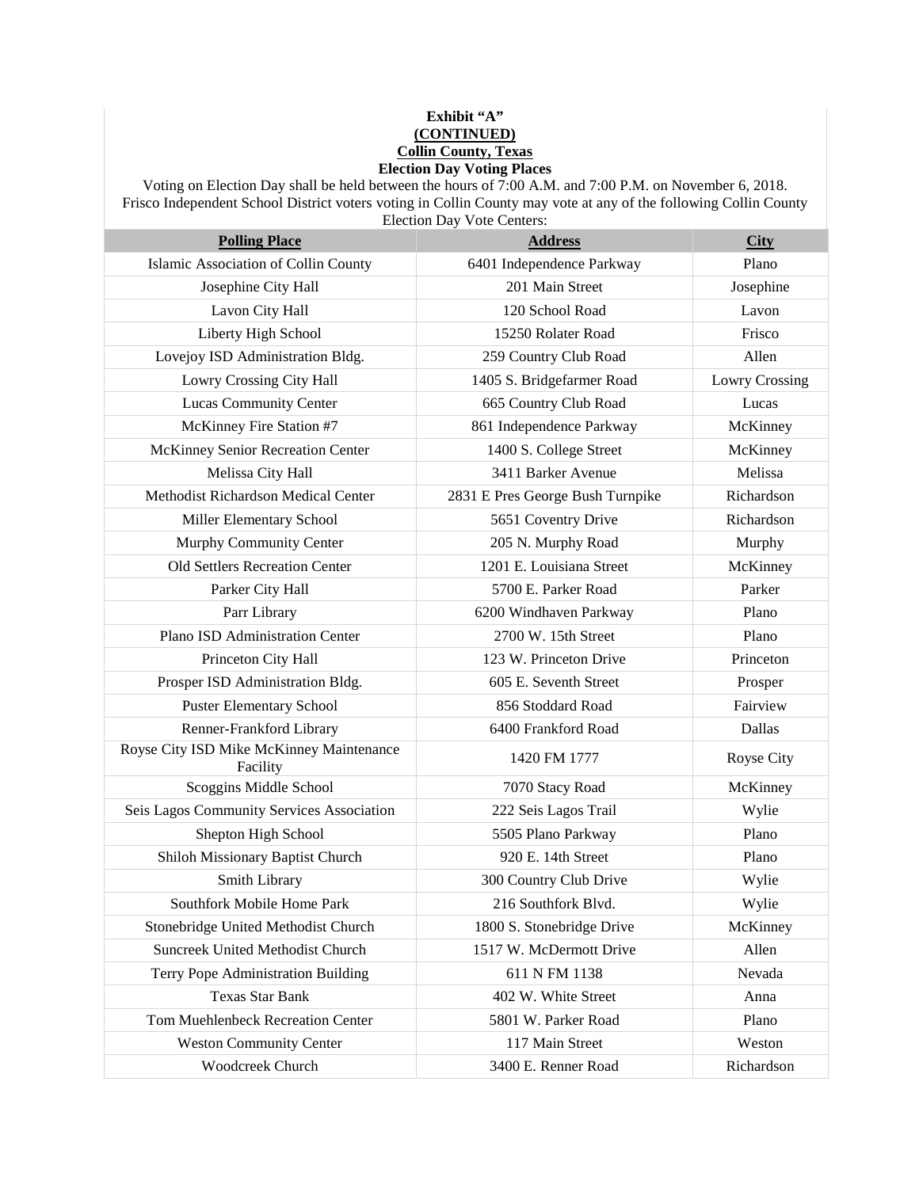**Exhibit "A"**
**(CONTINUED)**
**Collin County, Texas**
**Election Day Voting Places**

Voting on Election Day shall be held between the hours of 7:00 A.M. and 7:00 P.M. on November 6, 2018. Frisco Independent School District voters voting in Collin County may vote at any of the following Collin County Election Day Vote Centers:

| Polling Place | Address | City |
|---|---|---|
| Islamic Association of Collin County | 6401 Independence Parkway | Plano |
| Josephine City Hall | 201 Main Street | Josephine |
| Lavon City Hall | 120 School Road | Lavon |
| Liberty High School | 15250 Rolater Road | Frisco |
| Lovejoy ISD Administration Bldg. | 259 Country Club Road | Allen |
| Lowry Crossing City Hall | 1405 S. Bridgefarmer Road | Lowry Crossing |
| Lucas Community Center | 665 Country Club Road | Lucas |
| McKinney Fire Station #7 | 861 Independence Parkway | McKinney |
| McKinney Senior Recreation Center | 1400 S. College Street | McKinney |
| Melissa City Hall | 3411 Barker Avenue | Melissa |
| Methodist Richardson Medical Center | 2831 E Pres George Bush Turnpike | Richardson |
| Miller Elementary School | 5651 Coventry Drive | Richardson |
| Murphy Community Center | 205 N. Murphy Road | Murphy |
| Old Settlers Recreation Center | 1201 E. Louisiana Street | McKinney |
| Parker City Hall | 5700 E. Parker Road | Parker |
| Parr Library | 6200 Windhaven Parkway | Plano |
| Plano ISD Administration Center | 2700 W. 15th Street | Plano |
| Princeton City Hall | 123 W. Princeton Drive | Princeton |
| Prosper ISD Administration Bldg. | 605 E. Seventh Street | Prosper |
| Puster Elementary School | 856 Stoddard Road | Fairview |
| Renner-Frankford Library | 6400 Frankford Road | Dallas |
| Royse City ISD Mike McKinney Maintenance Facility | 1420 FM 1777 | Royse City |
| Scoggins Middle School | 7070 Stacy Road | McKinney |
| Seis Lagos Community Services Association | 222 Seis Lagos Trail | Wylie |
| Shepton High School | 5505 Plano Parkway | Plano |
| Shiloh Missionary Baptist Church | 920 E. 14th Street | Plano |
| Smith Library | 300 Country Club Drive | Wylie |
| Southfork Mobile Home Park | 216 Southfork Blvd. | Wylie |
| Stonebridge United Methodist Church | 1800 S. Stonebridge Drive | McKinney |
| Suncreek United Methodist Church | 1517 W. McDermott Drive | Allen |
| Terry Pope Administration Building | 611 N FM 1138 | Nevada |
| Texas Star Bank | 402 W. White Street | Anna |
| Tom Muehlenbeck Recreation Center | 5801 W. Parker Road | Plano |
| Weston Community Center | 117 Main Street | Weston |
| Woodcreek Church | 3400 E. Renner Road | Richardson |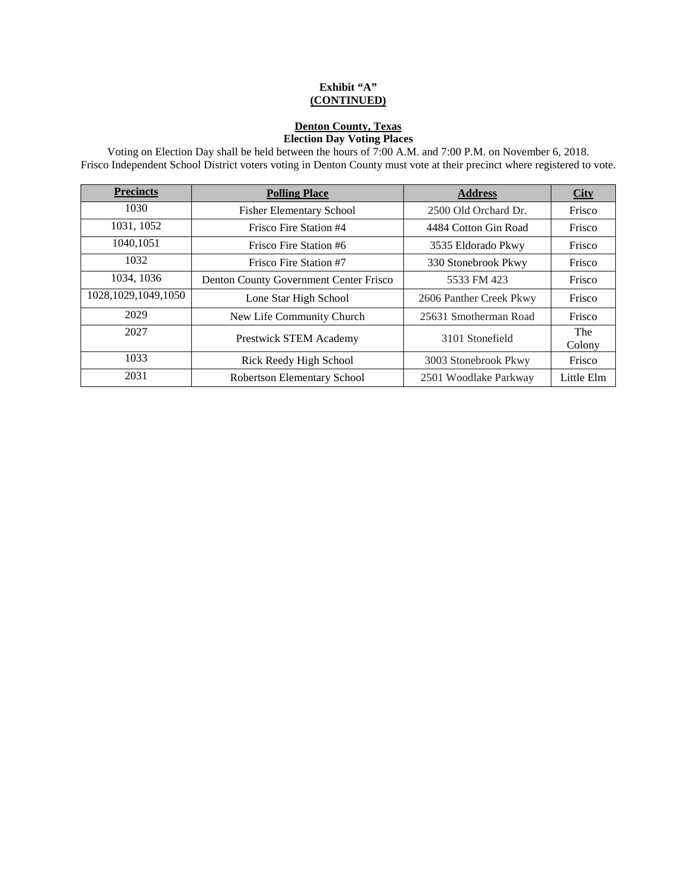**Exhibit "A"**
**(CONTINUED)**

**Denton County, Texas**
**Election Day Voting Places**

Voting on Election Day shall be held between the hours of 7:00 A.M. and 7:00 P.M. on November 6, 2018.
Frisco Independent School District voters voting in Denton County must vote at their precinct where registered to vote.

| Precincts | Polling Place | Address | City |
|---|---|---|---|
| 1030 | Fisher Elementary School | 2500 Old Orchard Dr. | Frisco |
| 1031, 1052 | Frisco Fire Station #4 | 4484 Cotton Gin Road | Frisco |
| 1040,1051 | Frisco Fire Station #6 | 3535 Eldorado Pkwy | Frisco |
| 1032 | Frisco Fire Station #7 | 330 Stonebrook Pkwy | Frisco |
| 1034, 1036 | Denton County Government Center Frisco | 5533 FM 423 | Frisco |
| 1028,1029,1049,1050 | Lone Star High School | 2606 Panther Creek Pkwy | Frisco |
| 2029 | New Life Community Church | 25631 Smotherman Road | Frisco |
| 2027 | Prestwick STEM Academy | 3101 Stonefield | The Colony |
| 1033 | Rick Reedy High School | 3003 Stonebrook Pkwy | Frisco |
| 2031 | Robertson Elementary School | 2501 Woodlake Parkway | Little Elm |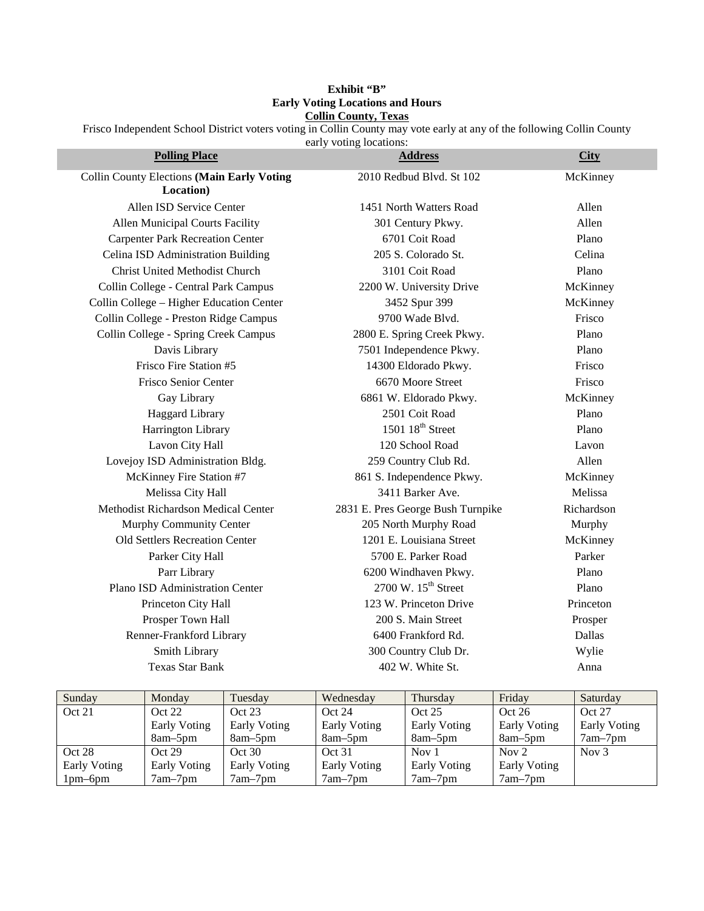**Exhibit "B"**
**Early Voting Locations and Hours**
**Collin County, Texas**

Frisco Independent School District voters voting in Collin County may vote early at any of the following Collin County early voting locations:

| **Polling Place** | **Address** | **City** |
|---|---|---|
| Collin County Elections **(Main Early Voting Location)** | 2010 Redbud Blvd. St 102 | McKinney |
| Allen ISD Service Center | 1451 North Watters Road | Allen |
| Allen Municipal Courts Facility | 301 Century Pkwy. | Allen |
| Carpenter Park Recreation Center | 6701 Coit Road | Plano |
| Celina ISD Administration Building | 205 S. Colorado St. | Celina |
| Christ United Methodist Church | 3101 Coit Road | Plano |
| Collin College - Central Park Campus | 2200 W. University Drive | McKinney |
| Collin College – Higher Education Center | 3452 Spur 399 | McKinney |
| Collin College - Preston Ridge Campus | 9700 Wade Blvd. | Frisco |
| Collin College - Spring Creek Campus | 2800 E. Spring Creek Pkwy. | Plano |
| Davis Library | 7501 Independence Pkwy. | Plano |
| Frisco Fire Station #5 | 14300 Eldorado Pkwy. | Frisco |
| Frisco Senior Center | 6670 Moore Street | Frisco |
| Gay Library | 6861 W. Eldorado Pkwy. | McKinney |
| Haggard Library | 2501 Coit Road | Plano |
| Harrington Library | 1501 18th Street | Plano |
| Lavon City Hall | 120 School Road | Lavon |
| Lovejoy ISD Administration Bldg. | 259 Country Club Rd. | Allen |
| McKinney Fire Station #7 | 861 S. Independence Pkwy. | McKinney |
| Melissa City Hall | 3411 Barker Ave. | Melissa |
| Methodist Richardson Medical Center | 2831 E. Pres George Bush Turnpike | Richardson |
| Murphy Community Center | 205 North Murphy Road | Murphy |
| Old Settlers Recreation Center | 1201 E. Louisiana Street | McKinney |
| Parker City Hall | 5700 E. Parker Road | Parker |
| Parr Library | 6200 Windhaven Pkwy. | Plano |
| Plano ISD Administration Center | 2700 W. 15th Street | Plano |
| Princeton City Hall | 123 W. Princeton Drive | Princeton |
| Prosper Town Hall | 200 S. Main Street | Prosper |
| Renner-Frankford Library | 6400 Frankford Rd. | Dallas |
| Smith Library | 300 Country Club Dr. | Wylie |
| Texas Star Bank | 402 W. White St. | Anna |

| Sunday | Monday | Tuesday | Wednesday | Thursday | Friday | Saturday |
|---|---|---|---|---|---|---|
| Oct 21 | Oct 22<br>Early Voting<br>8am–5pm | Oct 23<br>Early Voting<br>8am–5pm | Oct 24<br>Early Voting<br>8am–5pm | Oct 25<br>Early Voting<br>8am–5pm | Oct 26<br>Early Voting<br>8am–5pm | Oct 27<br>Early Voting<br>7am–7pm |
| Oct 28<br>Early Voting<br>1pm–6pm | Oct 29<br>Early Voting<br>7am–7pm | Oct 30<br>Early Voting<br>7am–7pm | Oct 31<br>Early Voting<br>7am–7pm | Nov 1<br>Early Voting<br>7am–7pm | Nov 2<br>Early Voting<br>7am–7pm | Nov 3 |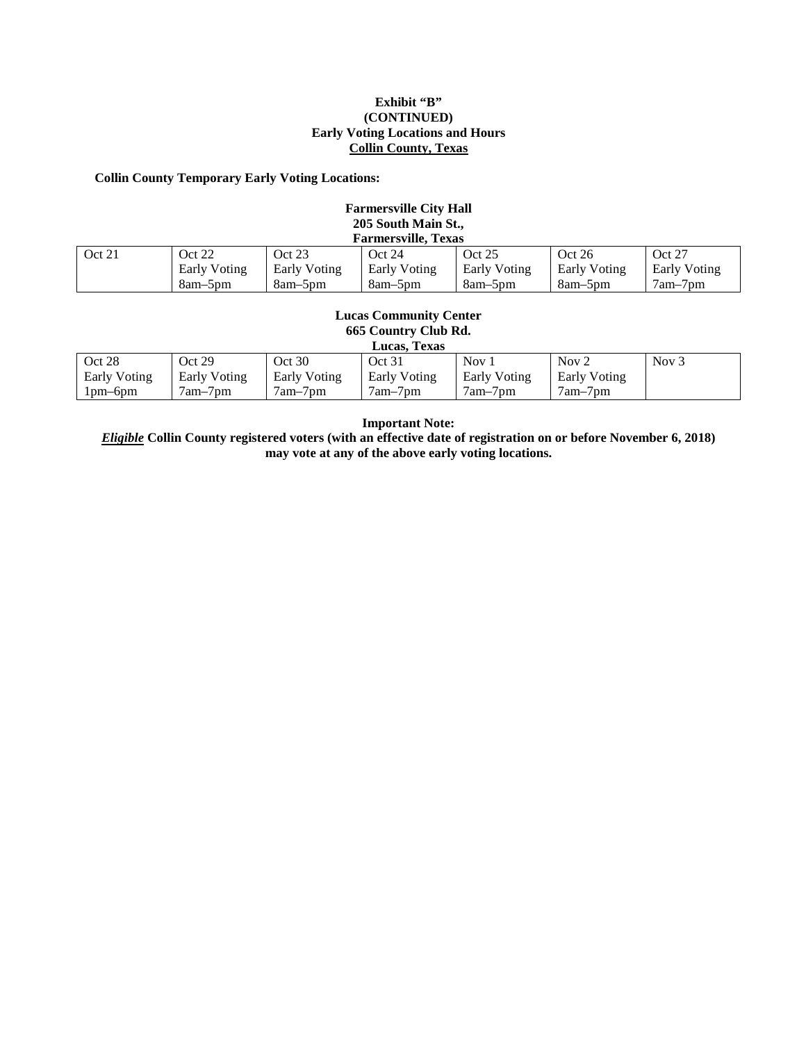**Exhibit "B"**
**(CONTINUED)**
**Early Voting Locations and Hours**
**Collin County, Texas**

**Collin County Temporary Early Voting Locations:**

**Farmersville City Hall**
**205 South Main St.,**
**Farmersville, Texas**

| Oct 21 | Oct 22<br>Early Voting<br>8am–5pm | Oct 23<br>Early Voting<br>8am–5pm | Oct 24<br>Early Voting<br>8am–5pm | Oct 25<br>Early Voting<br>8am–5pm | Oct 26<br>Early Voting<br>8am–5pm | Oct 27<br>Early Voting<br>7am–7pm |
|---|---|---|---|---|---|---|

**Lucas Community Center**
**665 Country Club Rd.**
**Lucas, Texas**

| Oct 28<br>Early Voting<br>1pm–6pm | Oct 29<br>Early Voting<br>7am–7pm | Oct 30<br>Early Voting<br>7am–7pm | Oct 31<br>Early Voting<br>7am–7pm | Nov 1<br>Early Voting<br>7am–7pm | Nov 2<br>Early Voting<br>7am–7pm | Nov 3 |
|---|---|---|---|---|---|---|

**Important Note:**
***Eligible*** **Collin County registered voters (with an effective date of registration on or before November 6, 2018) may vote at any of the above early voting locations.**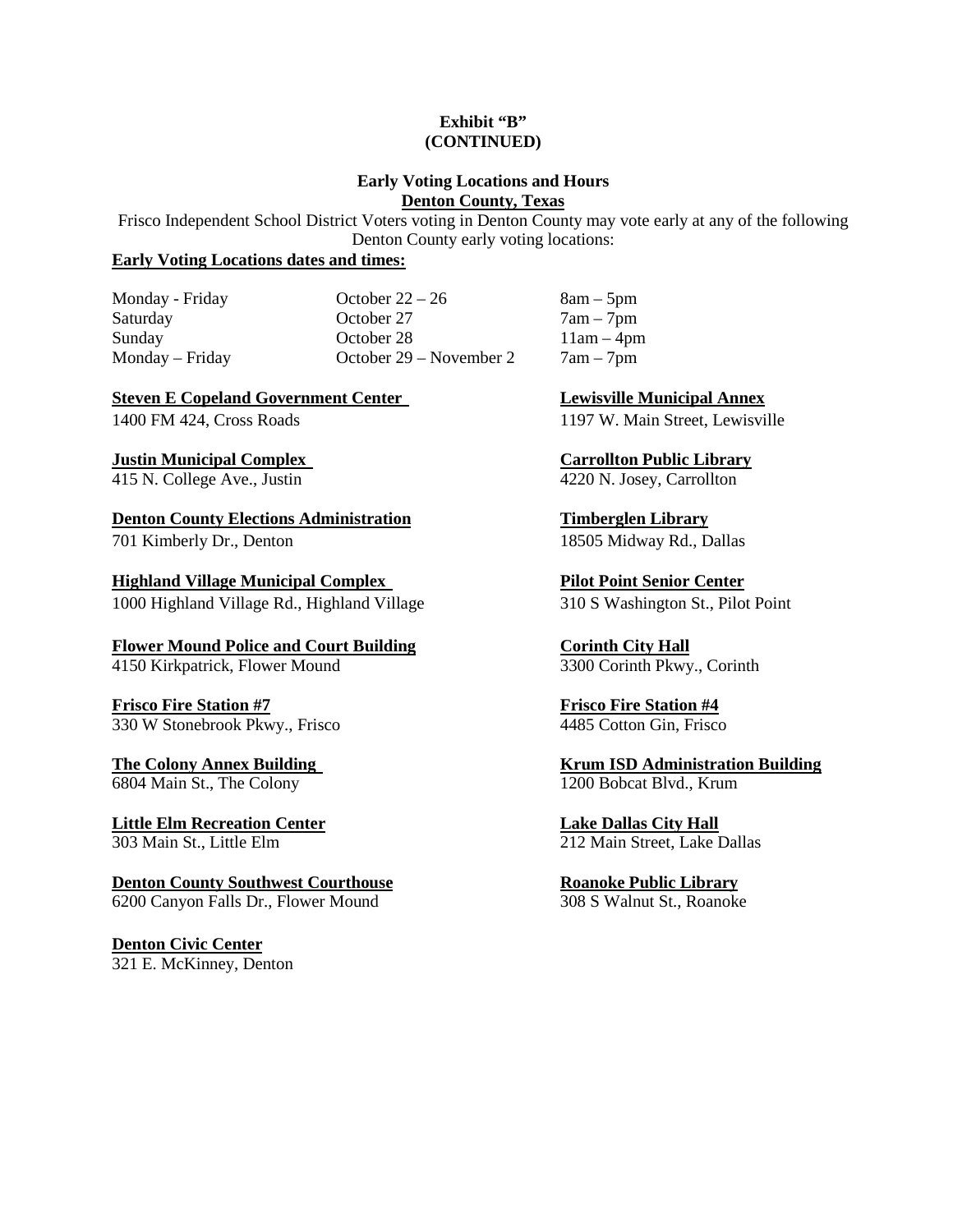**Exhibit "B"**
**(CONTINUED)**

**Early Voting Locations and Hours**
**Denton County, Texas**

Frisco Independent School District Voters voting in Denton County may vote early at any of the following Denton County early voting locations:

**Early Voting Locations dates and times:**

| | | |
|---|---|---|
| Monday - Friday | October 22 – 26 | 8am – 5pm |
| Saturday | October 27 | 7am – 7pm |
| Sunday | October 28 | 11am – 4pm |
| Monday – Friday | October 29 – November 2 | 7am – 7pm |

**Steven E Copeland Government Center**
1400 FM 424, Cross Roads

**Justin Municipal Complex**
415 N. College Ave., Justin

**Denton County Elections Administration**
701 Kimberly Dr., Denton

**Highland Village Municipal Complex**
1000 Highland Village Rd., Highland Village

**Flower Mound Police and Court Building**
4150 Kirkpatrick, Flower Mound

**Frisco Fire Station #7**
330 W Stonebrook Pkwy., Frisco

**The Colony Annex Building**
6804 Main St., The Colony

**Little Elm Recreation Center**
303 Main St., Little Elm

**Denton County Southwest Courthouse**
6200 Canyon Falls Dr., Flower Mound

**Denton Civic Center**
321 E. McKinney, Denton

**Lewisville Municipal Annex**
1197 W. Main Street, Lewisville

**Carrollton Public Library**
4220 N. Josey, Carrollton

**Timberglen Library**
18505 Midway Rd., Dallas

**Pilot Point Senior Center**
310 S Washington St., Pilot Point

**Corinth City Hall**
3300 Corinth Pkwy., Corinth

**Frisco Fire Station #4**
4485 Cotton Gin, Frisco

**Krum ISD Administration Building**
1200 Bobcat Blvd., Krum

**Lake Dallas City Hall**
212 Main Street, Lake Dallas

**Roanoke Public Library**
308 S Walnut St., Roanoke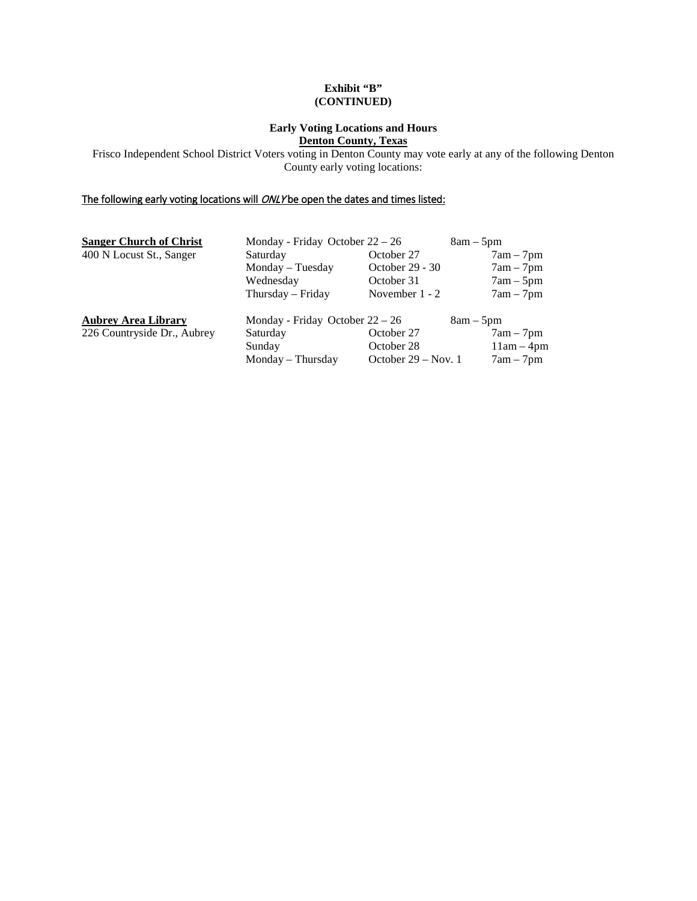**Exhibit "B"**
**(CONTINUED)**

**Early Voting Locations and Hours**
**Denton County, Texas**

Frisco Independent School District Voters voting in Denton County may vote early at any of the following Denton County early voting locations:

The following early voting locations will *ONLY* be open the dates and times listed:

| | | | |
|---|---|---|---|
| **Sanger Church of Christ** | Monday - Friday | October 22 – 26 | 8am – 5pm |
| 400 N Locust St., Sanger | Saturday | October 27 | 7am – 7pm |
| | Monday – Tuesday | October 29 - 30 | 7am – 7pm |
| | Wednesday | October 31 | 7am – 5pm |
| | Thursday – Friday | November 1 - 2 | 7am – 7pm |
| **Aubrey Area Library** | Monday - Friday | October 22 – 26 | 8am – 5pm |
| 226 Countryside Dr., Aubrey | Saturday | October 27 | 7am – 7pm |
| | Sunday | October 28 | 11am – 4pm |
| | Monday – Thursday | October 29 – Nov. 1 | 7am – 7pm |